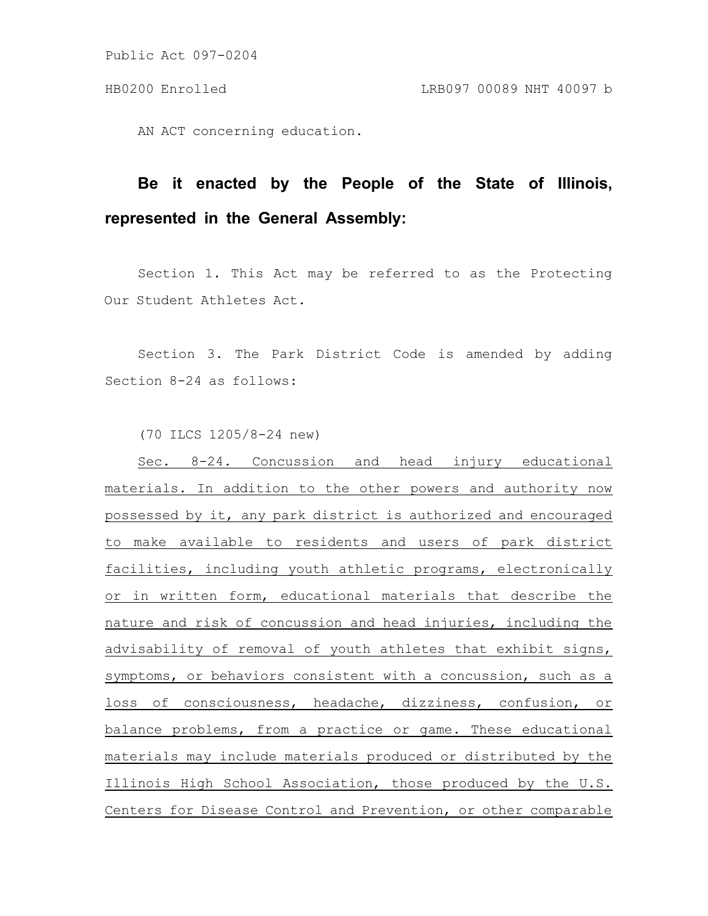Public Act 097-0204

HB0200 Enrolled LRB097 00089 NHT 40097 b

AN ACT concerning education.

**Be it enacted by the People of the State of Illinois, represented in the General Assembly:**

Section 1. This Act may be referred to as the Protecting Our Student Athletes Act.

Section 3. The Park District Code is amended by adding Section 8-24 as follows:

(70 ILCS 1205/8-24 new)

Sec. 8-24. Concussion and head injury educational materials. In addition to the other powers and authority now possessed by it, any park district is authorized and encouraged to make available to residents and users of park district facilities, including youth athletic programs, electronically or in written form, educational materials that describe the nature and risk of concussion and head injuries, including the advisability of removal of youth athletes that exhibit signs, symptoms, or behaviors consistent with a concussion, such as a loss of consciousness, headache, dizziness, confusion, or balance problems, from a practice or game. These educational materials may include materials produced or distributed by the Illinois High School Association, those produced by the U.S. Centers for Disease Control and Prevention, or other comparable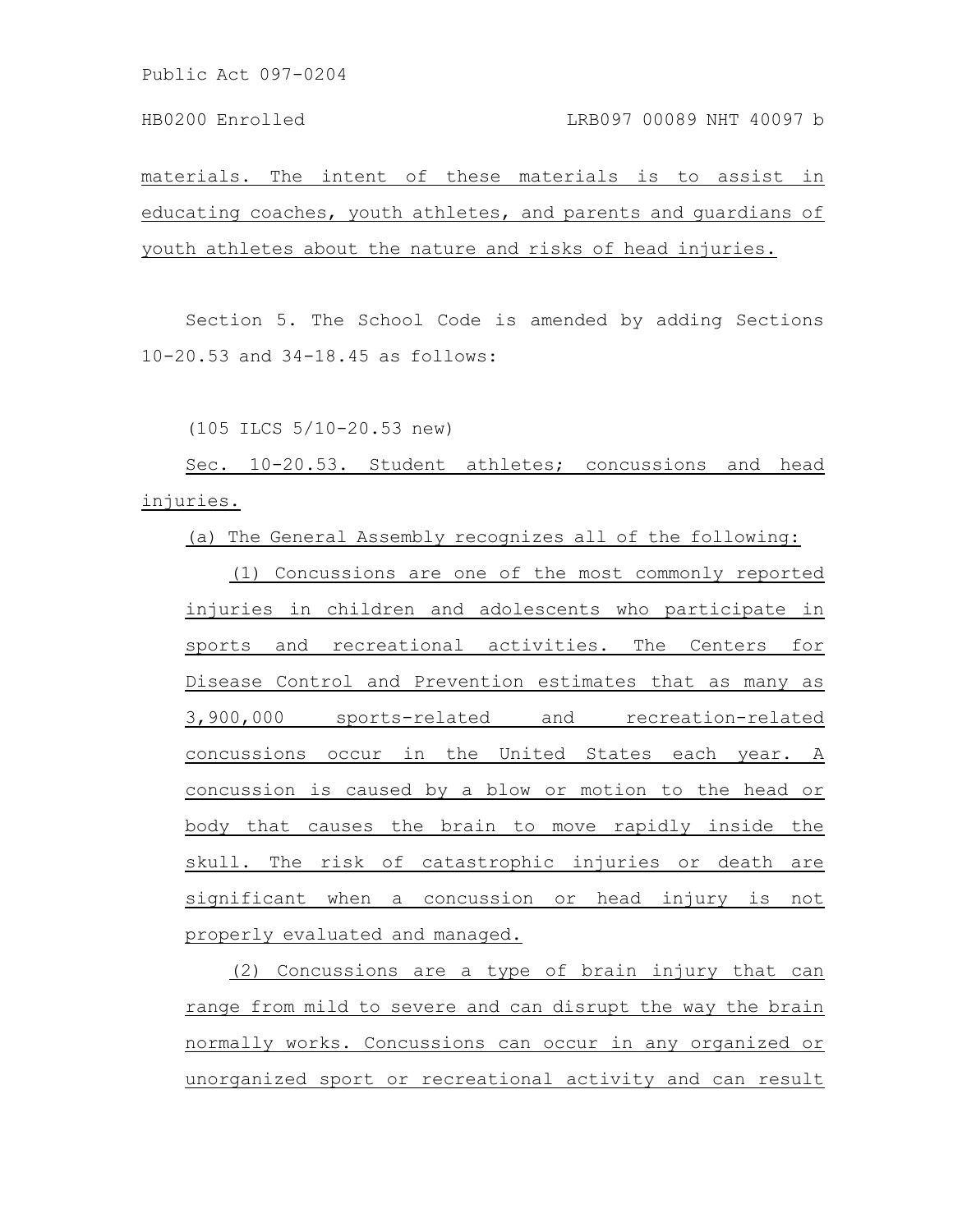materials. The intent of these materials is to assist in educating coaches, youth athletes, and parents and guardians of youth athletes about the nature and risks of head injuries.

Section 5. The School Code is amended by adding Sections 10-20.53 and 34-18.45 as follows:

(105 ILCS 5/10-20.53 new)

Sec. 10-20.53. Student athletes; concussions and head injuries.

(a) The General Assembly recognizes all of the following:

(1) Concussions are one of the most commonly reported injuries in children and adolescents who participate in sports and recreational activities. The Centers for Disease Control and Prevention estimates that as many as 3,900,000 sports-related and recreation-related concussions occur in the United States each year. A concussion is caused by a blow or motion to the head or body that causes the brain to move rapidly inside the skull. The risk of catastrophic injuries or death are significant when a concussion or head injury is not properly evaluated and managed.

(2) Concussions are a type of brain injury that can range from mild to severe and can disrupt the way the brain normally works. Concussions can occur in any organized or unorganized sport or recreational activity and can result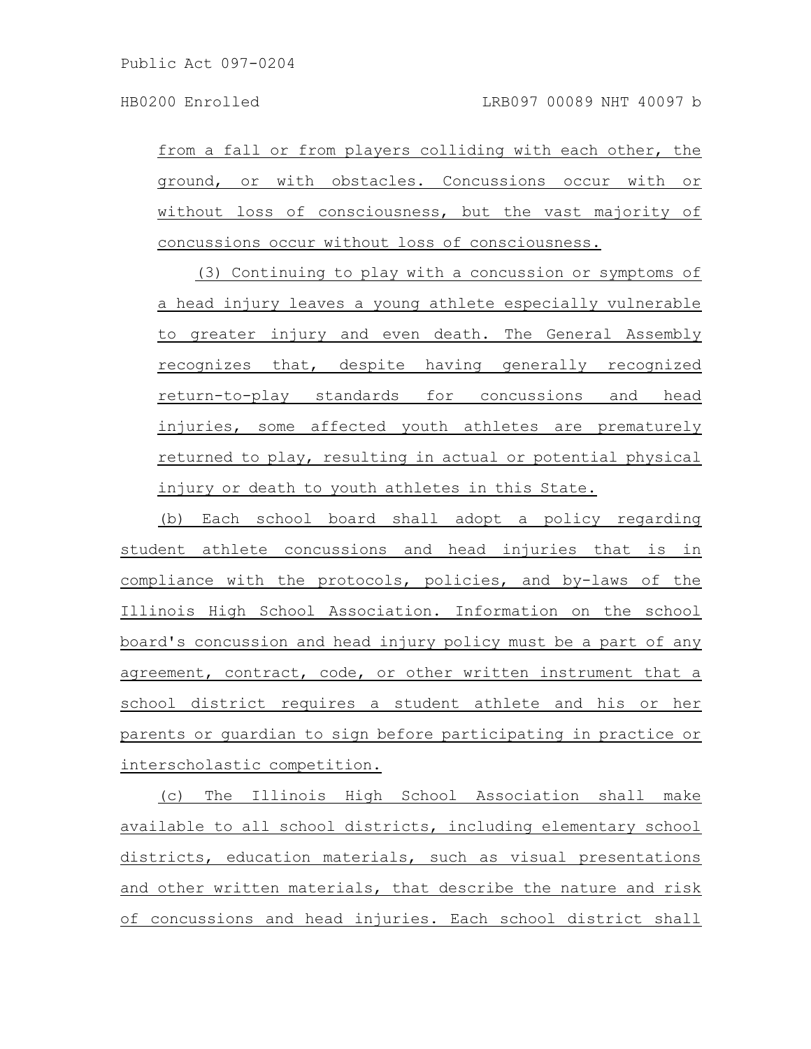from a fall or from players colliding with each other, the ground, or with obstacles. Concussions occur with or without loss of consciousness, but the vast majority of concussions occur without loss of consciousness.

(3) Continuing to play with a concussion or symptoms of a head injury leaves a young athlete especially vulnerable to greater injury and even death. The General Assembly recognizes that, despite having generally recognized return-to-play standards for concussions and head injuries, some affected youth athletes are prematurely returned to play, resulting in actual or potential physical injury or death to youth athletes in this State.

(b) Each school board shall adopt a policy regarding student athlete concussions and head injuries that is in compliance with the protocols, policies, and by-laws of the Illinois High School Association. Information on the school board's concussion and head injury policy must be a part of any agreement, contract, code, or other written instrument that a school district requires a student athlete and his or her parents or guardian to sign before participating in practice or interscholastic competition.

(c) The Illinois High School Association shall make available to all school districts, including elementary school districts, education materials, such as visual presentations and other written materials, that describe the nature and risk of concussions and head injuries. Each school district shall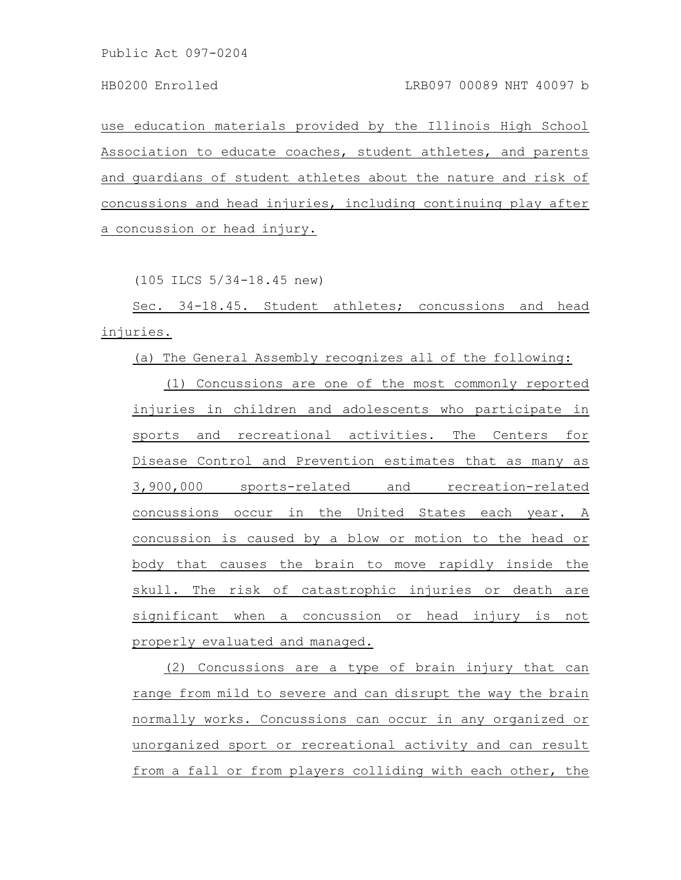use education materials provided by the Illinois High School Association to educate coaches, student athletes, and parents and guardians of student athletes about the nature and risk of concussions and head injuries, including continuing play after a concussion or head injury.

(105 ILCS 5/34-18.45 new)

Sec. 34-18.45. Student athletes; concussions and head injuries.

(a) The General Assembly recognizes all of the following:

(1) Concussions are one of the most commonly reported injuries in children and adolescents who participate in sports and recreational activities. The Centers for Disease Control and Prevention estimates that as many as 3,900,000 sports-related and recreation-related concussions occur in the United States each year. A concussion is caused by a blow or motion to the head or body that causes the brain to move rapidly inside the skull. The risk of catastrophic injuries or death are significant when a concussion or head injury is not properly evaluated and managed.

(2) Concussions are a type of brain injury that can range from mild to severe and can disrupt the way the brain normally works. Concussions can occur in any organized or unorganized sport or recreational activity and can result from a fall or from players colliding with each other, the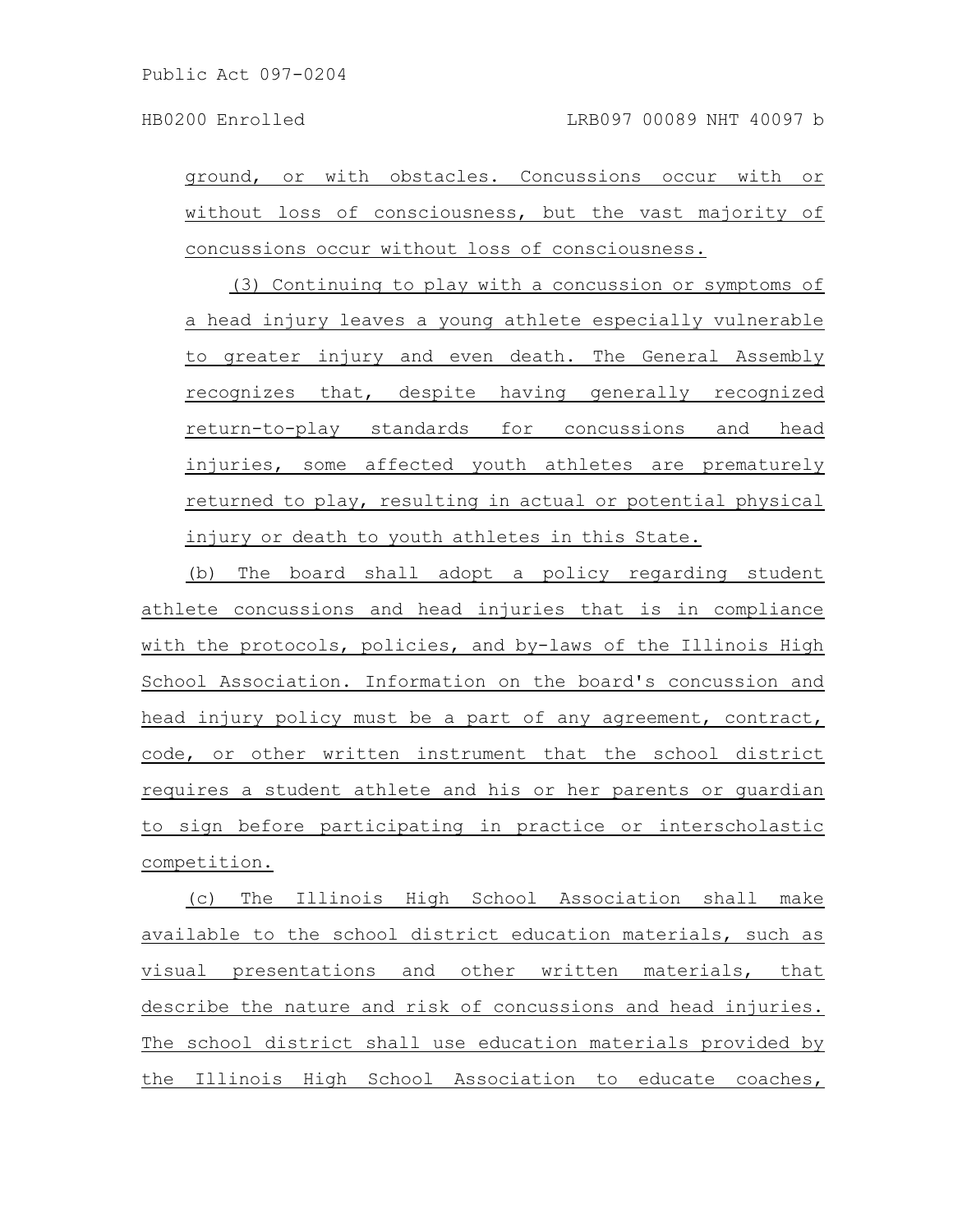ground, or with obstacles. Concussions occur with or without loss of consciousness, but the vast majority of concussions occur without loss of consciousness.

(3) Continuing to play with a concussion or symptoms of a head injury leaves a young athlete especially vulnerable to greater injury and even death. The General Assembly recognizes that, despite having generally recognized return-to-play standards for concussions and head injuries, some affected youth athletes are prematurely returned to play, resulting in actual or potential physical injury or death to youth athletes in this State.

(b) The board shall adopt a policy regarding student athlete concussions and head injuries that is in compliance with the protocols, policies, and by-laws of the Illinois High School Association. Information on the board's concussion and head injury policy must be a part of any agreement, contract, code, or other written instrument that the school district requires a student athlete and his or her parents or guardian to sign before participating in practice or interscholastic competition.

(c) The Illinois High School Association shall make available to the school district education materials, such as visual presentations and other written materials, that describe the nature and risk of concussions and head injuries. The school district shall use education materials provided by the Illinois High School Association to educate coaches,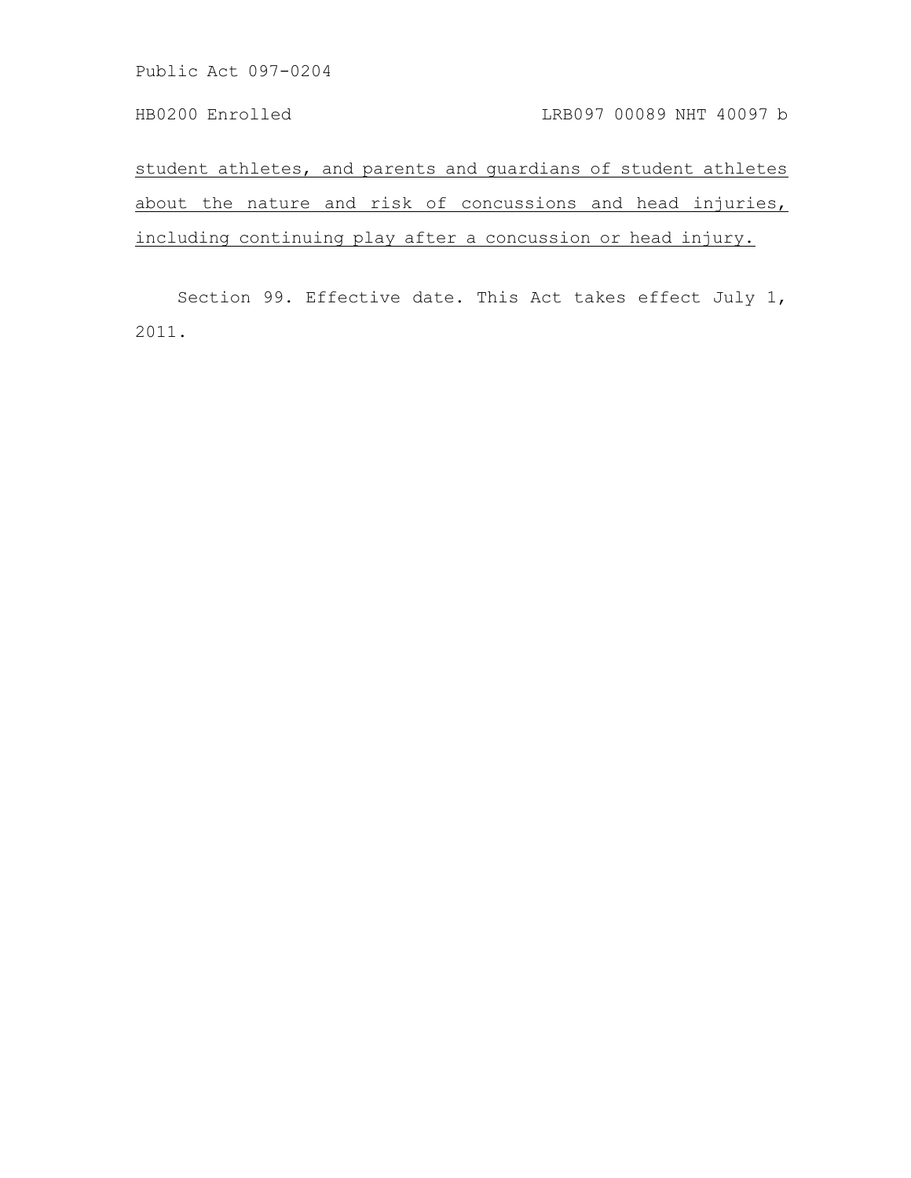student athletes, and parents and guardians of student athletes about the nature and risk of concussions and head injuries, including continuing play after a concussion or head injury.

Section 99. Effective date. This Act takes effect July 1, 2011.